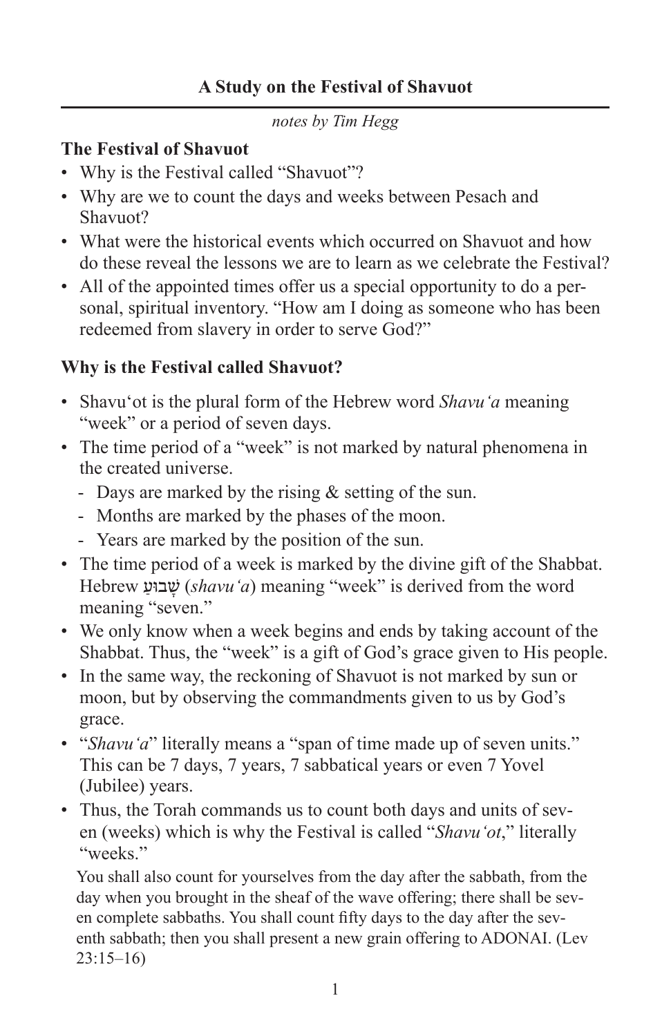# A Study on the Festival of Shavuot

*notes by Tim Hegg*

## The Festival of Shavuot

- Why is the Festival called "Shavuot"?
- Why are we to count the days and weeks between Pesach and Shavuot?
- What were the historical events which occurred on Shavuot and how do these reveal the lessons we are to learn as we celebrate the Festival?
- All of the appointed times offer us a special opportunity to do a personal, spiritual inventory. "How am I doing as someone who has been redeemed from slavery in order to serve God?"

## Why is the Festival called Shavuot?

- Shavu'ot is the plural form of the Hebrew word *Shavu'a* meaning "week" or a period of seven days.
- The time period of a "week" is not marked by natural phenomena in the created universe.
  - Days are marked by the rising & setting of the sun.
  - Months are marked by the phases of the moon.
  - Years are marked by the position of the sun.
- The time period of a week is marked by the divine gift of the Shabbat. Hebrew שָׁבוּעַ (*shavu'a*) meaning "week" is derived from the word meaning "seven."
- We only know when a week begins and ends by taking account of the Shabbat. Thus, the "week" is a gift of God's grace given to His people.
- In the same way, the reckoning of Shavuot is not marked by sun or moon, but by observing the commandments given to us by God's grace.
- "*Shavu'a*" literally means a "span of time made up of seven units." This can be 7 days, 7 years, 7 sabbatical years or even 7 Yovel (Jubilee) years.
- Thus, the Torah commands us to count both days and units of seven (weeks) which is why the Festival is called "*Shavu'ot*," literally "weeks."

> You shall also count for yourselves from the day after the sabbath, from the day when you brought in the sheaf of the wave offering; there shall be seven complete sabbaths. You shall count fifty days to the day after the seventh sabbath; then you shall present a new grain offering to ADONAI. (Lev 23:15–16)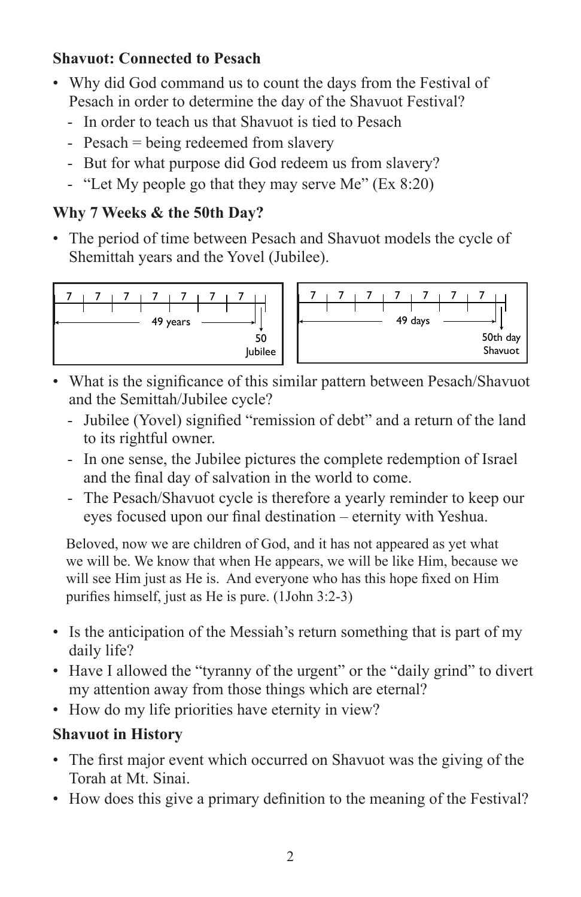**Shavuot: Connected to Pesach**

- Why did God command us to count the days from the Festival of Pesach in order to determine the day of the Shavuot Festival?
  - In order to teach us that Shavuot is tied to Pesach
  - Pesach = being redeemed from slavery
  - But for what purpose did God redeem us from slavery?
  - "Let My people go that they may serve Me" (Ex 8:20)

**Why 7 Weeks & the 50th Day?**

- The period of time between Pesach and Shavuot models the cycle of Shemittah years and the Yovel (Jubilee).

7 | 7 | 7 | 7 | 7 | 7 | 7 — 49 years — 50 Jubilee

7 | 7 | 7 | 7 | 7 | 7 | 7 — 49 days — 50th day Shavuot

- What is the significance of this similar pattern between Pesach/Shavuot and the Semittah/Jubilee cycle?
  - Jubilee (Yovel) signified "remission of debt" and a return of the land to its rightful owner.
  - In one sense, the Jubilee pictures the complete redemption of Israel and the final day of salvation in the world to come.
  - The Pesach/Shavuot cycle is therefore a yearly reminder to keep our eyes focused upon our final destination – eternity with Yeshua.

> Beloved, now we are children of God, and it has not appeared as yet what we will be. We know that when He appears, we will be like Him, because we will see Him just as He is. And everyone who has this hope fixed on Him purifies himself, just as He is pure. (1John 3:2-3)

- Is the anticipation of the Messiah's return something that is part of my daily life?
- Have I allowed the "tyranny of the urgent" or the "daily grind" to divert my attention away from those things which are eternal?
- How do my life priorities have eternity in view?

**Shavuot in History**

- The first major event which occurred on Shavuot was the giving of the Torah at Mt. Sinai.
- How does this give a primary definition to the meaning of the Festival?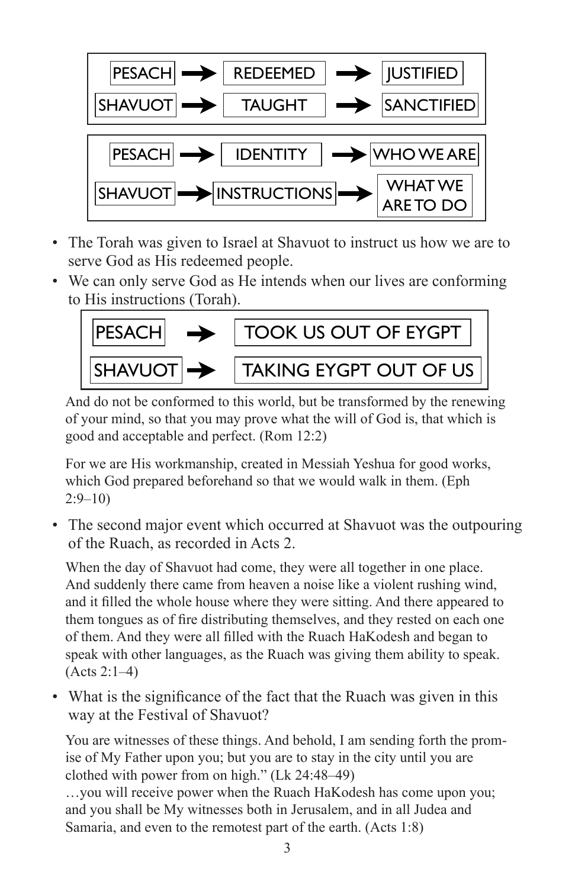| | | | | |
|---|---|---|---|---|
| PESACH | → | REDEEMED | → | JUSTIFIED |
| SHAVUOT | → | TAUGHT | → | SANCTIFIED |

| | | | | |
|---|---|---|---|---|
| PESACH | → | IDENTITY | → | WHO WE ARE |
| SHAVUOT | → | INSTRUCTIONS | → | WHAT WE ARE TO DO |

- The Torah was given to Israel at Shavuot to instruct us how we are to serve God as His redeemed people.
- We can only serve God as He intends when our lives are conforming to His instructions (Torah).

| | | |
|---|---|---|
| PESACH | → | TOOK US OUT OF EYGPT |
| SHAVUOT | → | TAKING EYGPT OUT OF US |

> And do not be conformed to this world, but be transformed by the renewing of your mind, so that you may prove what the will of God is, that which is good and acceptable and perfect. (Rom 12:2)

> For we are His workmanship, created in Messiah Yeshua for good works, which God prepared beforehand so that we would walk in them. (Eph 2:9–10)

- The second major event which occurred at Shavuot was the outpouring of the Ruach, as recorded in Acts 2.

> When the day of Shavuot had come, they were all together in one place. And suddenly there came from heaven a noise like a violent rushing wind, and it filled the whole house where they were sitting. And there appeared to them tongues as of fire distributing themselves, and they rested on each one of them. And they were all filled with the Ruach HaKodesh and began to speak with other languages, as the Ruach was giving them ability to speak. (Acts 2:1–4)

- What is the significance of the fact that the Ruach was given in this way at the Festival of Shavuot?

> You are witnesses of these things. And behold, I am sending forth the promise of My Father upon you; but you are to stay in the city until you are clothed with power from on high." (Lk 24:48–49)
> …you will receive power when the Ruach HaKodesh has come upon you; and you shall be My witnesses both in Jerusalem, and in all Judea and Samaria, and even to the remotest part of the earth. (Acts 1:8)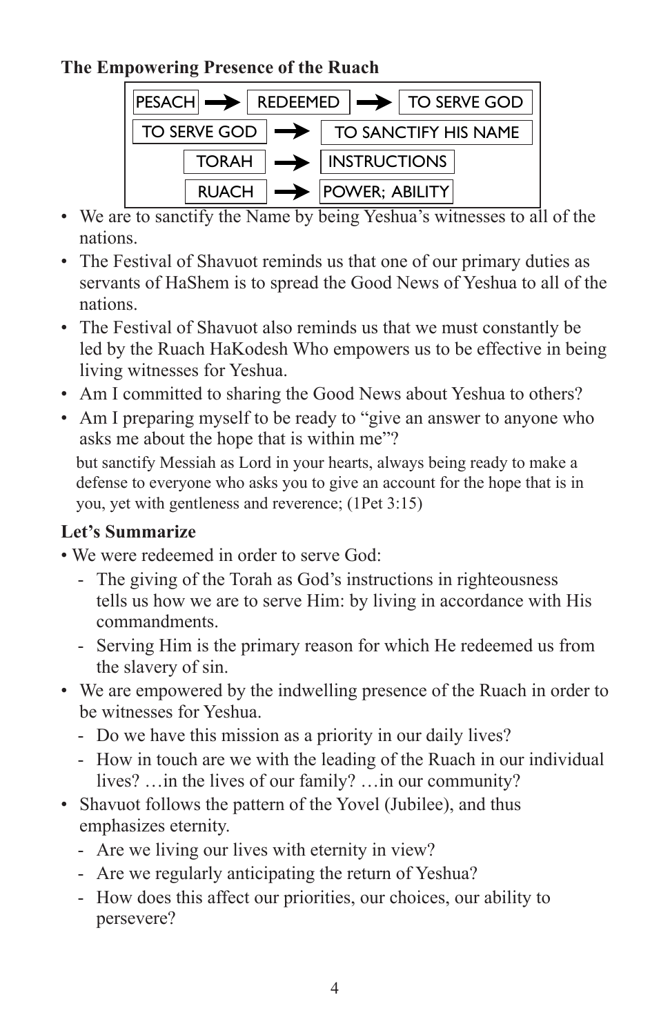### The Empowering Presence of the Ruach

PESACH → REDEEMED → TO SERVE GOD

TO SERVE GOD → TO SANCTIFY HIS NAME

TORAH → INSTRUCTIONS

RUACH → POWER; ABILITY

- We are to sanctify the Name by being Yeshua's witnesses to all of the nations.
- The Festival of Shavuot reminds us that one of our primary duties as servants of HaShem is to spread the Good News of Yeshua to all of the nations.
- The Festival of Shavuot also reminds us that we must constantly be led by the Ruach HaKodesh Who empowers us to be effective in being living witnesses for Yeshua.
- Am I committed to sharing the Good News about Yeshua to others?
- Am I preparing myself to be ready to "give an answer to anyone who asks me about the hope that is within me"?

  but sanctify Messiah as Lord in your hearts, always being ready to make a defense to everyone who asks you to give an account for the hope that is in you, yet with gentleness and reverence; (1Pet 3:15)

### Let's Summarize

- We were redeemed in order to serve God:
  - The giving of the Torah as God's instructions in righteousness tells us how we are to serve Him: by living in accordance with His commandments.
  - Serving Him is the primary reason for which He redeemed us from the slavery of sin.
- We are empowered by the indwelling presence of the Ruach in order to be witnesses for Yeshua.
  - Do we have this mission as a priority in our daily lives?
  - How in touch are we with the leading of the Ruach in our individual lives? …in the lives of our family? …in our community?
- Shavuot follows the pattern of the Yovel (Jubilee), and thus emphasizes eternity.
  - Are we living our lives with eternity in view?
  - Are we regularly anticipating the return of Yeshua?
  - How does this affect our priorities, our choices, our ability to persevere?